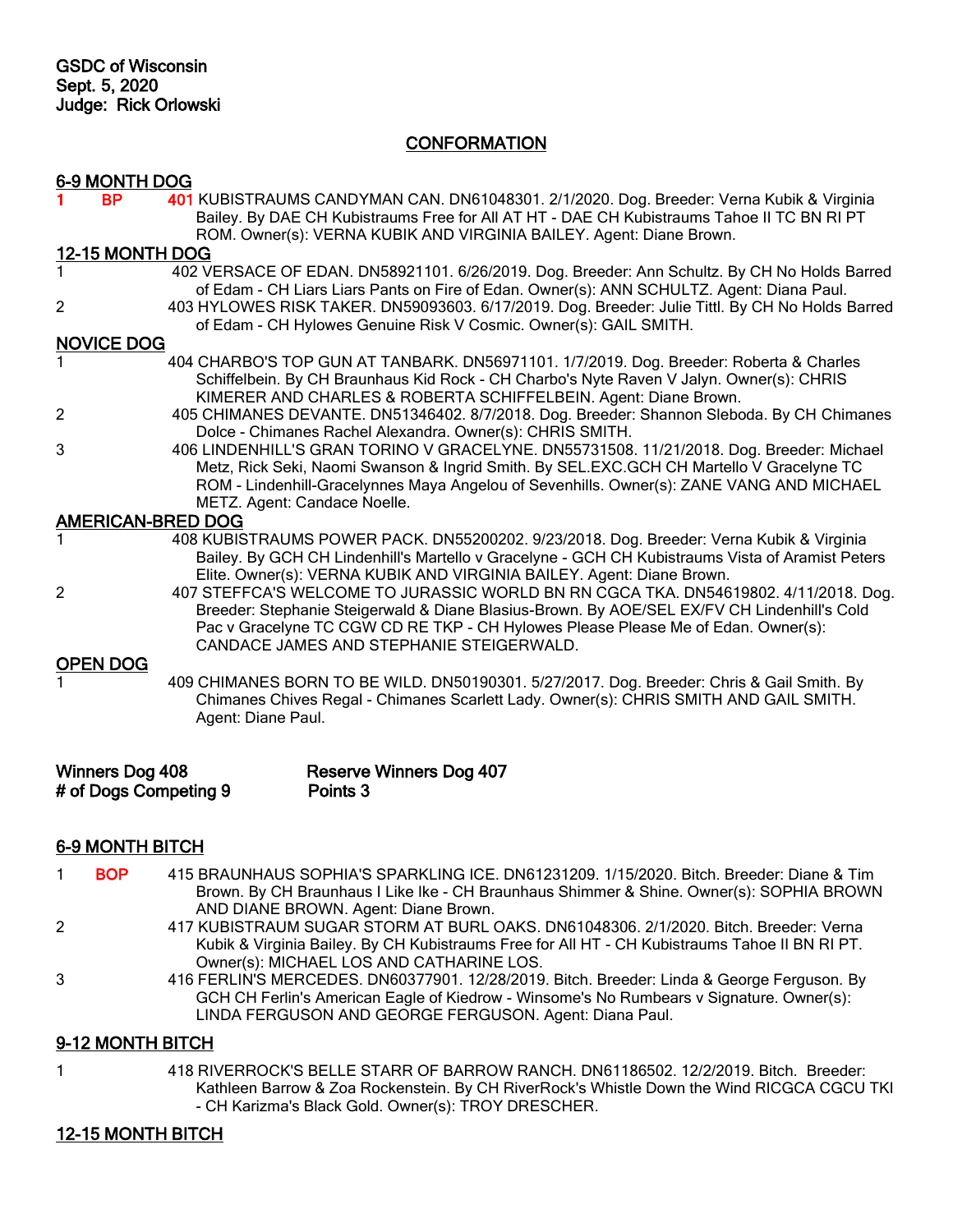**GSDC of Wisconsin**
**Sept. 5, 2020**
**Judge: Rick Orlowski**

## CONFORMATION

### 6-9 MONTH DOG

1 BP 401 KUBISTRAUMS CANDYMAN CAN. DN61048301. 2/1/2020. Dog. Breeder: Verna Kubik & Virginia Bailey. By DAE CH Kubistraums Free for All AT HT - DAE CH Kubistraums Tahoe II TC BN RI PT ROM. Owner(s): VERNA KUBIK AND VIRGINIA BAILEY. Agent: Diane Brown.

### 12-15 MONTH DOG

1 402 VERSACE OF EDAN. DN58921101. 6/26/2019. Dog. Breeder: Ann Schultz. By CH No Holds Barred of Edam - CH Liars Liars Pants on Fire of Edan. Owner(s): ANN SCHULTZ. Agent: Diana Paul.

2 403 HYLOWES RISK TAKER. DN59093603. 6/17/2019. Dog. Breeder: Julie Tittl. By CH No Holds Barred of Edam - CH Hylowes Genuine Risk V Cosmic. Owner(s): GAIL SMITH.

### NOVICE DOG

1 404 CHARBO'S TOP GUN AT TANBARK. DN56971101. 1/7/2019. Dog. Breeder: Roberta & Charles Schiffelbein. By CH Braunhaus Kid Rock - CH Charbo's Nyte Raven V Jalyn. Owner(s): CHRIS KIMERER AND CHARLES & ROBERTA SCHIFFELBEIN. Agent: Diane Brown.

2 405 CHIMANES DEVANTE. DN51346402. 8/7/2018. Dog. Breeder: Shannon Sleboda. By CH Chimanes Dolce - Chimanes Rachel Alexandra. Owner(s): CHRIS SMITH.

3 406 LINDENHILL'S GRAN TORINO V GRACELYNE. DN55731508. 11/21/2018. Dog. Breeder: Michael Metz, Rick Seki, Naomi Swanson & Ingrid Smith. By SEL.EXC.GCH CH Martello V Gracelyne TC ROM - Lindenhill-Gracelynnes Maya Angelou of Sevenhills. Owner(s): ZANE VANG AND MICHAEL METZ. Agent: Candace Noelle.

### AMERICAN-BRED DOG

1 408 KUBISTRAUMS POWER PACK. DN55200202. 9/23/2018. Dog. Breeder: Verna Kubik & Virginia Bailey. By GCH CH Lindenhill's Martello v Gracelyne - GCH CH Kubistraums Vista of Aramist Peters Elite. Owner(s): VERNA KUBIK AND VIRGINIA BAILEY. Agent: Diane Brown.

2 407 STEFFCA'S WELCOME TO JURASSIC WORLD BN RN CGCA TKA. DN54619802. 4/11/2018. Dog. Breeder: Stephanie Steigerwald & Diane Blasius-Brown. By AOE/SEL EX/FV CH Lindenhill's Cold Pac v Gracelyne TC CGW CD RE TKP - CH Hylowes Please Please Me of Edan. Owner(s): CANDACE JAMES AND STEPHANIE STEIGERWALD.

### OPEN DOG

1 409 CHIMANES BORN TO BE WILD. DN50190301. 5/27/2017. Dog. Breeder: Chris & Gail Smith. By Chimanes Chives Regal - Chimanes Scarlett Lady. Owner(s): CHRIS SMITH AND GAIL SMITH. Agent: Diane Paul.

**Winners Dog 408** **Reserve Winners Dog 407**
**# of Dogs Competing 9** **Points 3**

### 6-9 MONTH BITCH

1 BOP 415 BRAUNHAUS SOPHIA'S SPARKLING ICE. DN61231209. 1/15/2020. Bitch. Breeder: Diane & Tim Brown. By CH Braunhaus I Like Ike - CH Braunhaus Shimmer & Shine. Owner(s): SOPHIA BROWN AND DIANE BROWN. Agent: Diane Brown.

2 417 KUBISTRAUM SUGAR STORM AT BURL OAKS. DN61048306. 2/1/2020. Bitch. Breeder: Verna Kubik & Virginia Bailey. By CH Kubistraums Free for All HT - CH Kubistraums Tahoe II BN RI PT. Owner(s): MICHAEL LOS AND CATHARINE LOS.

3 416 FERLIN'S MERCEDES. DN60377901. 12/28/2019. Bitch. Breeder: Linda & George Ferguson. By GCH CH Ferlin's American Eagle of Kiedrow - Winsome's No Rumbears v Signature. Owner(s): LINDA FERGUSON AND GEORGE FERGUSON. Agent: Diana Paul.

### 9-12 MONTH BITCH

1 418 RIVERROCK'S BELLE STARR OF BARROW RANCH. DN61186502. 12/2/2019. Bitch. Breeder: Kathleen Barrow & Zoa Rockenstein. By CH RiverRock's Whistle Down the Wind RICGCA CGCU TKI - CH Karizma's Black Gold. Owner(s): TROY DRESCHER.

### 12-15 MONTH BITCH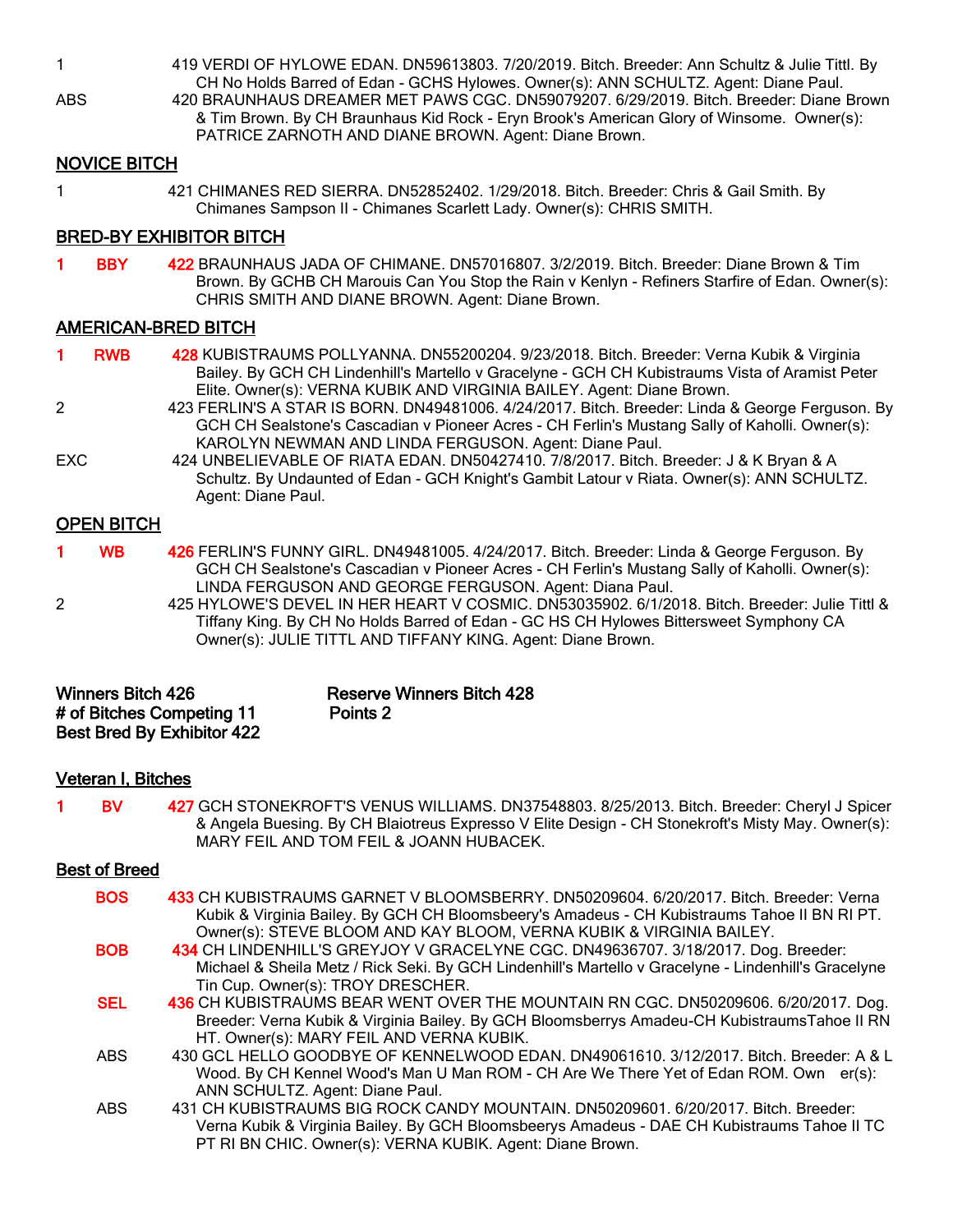1 419 VERDI OF HYLOWE EDAN. DN59613803. 7/20/2019. Bitch. Breeder: Ann Schultz & Julie Tittl. By CH No Holds Barred of Edan - GCHS Hylowes. Owner(s): ANN SCHULTZ. Agent: Diane Paul.

ABS 420 BRAUNHAUS DREAMER MET PAWS CGC. DN59079207. 6/29/2019. Bitch. Breeder: Diane Brown & Tim Brown. By CH Braunhaus Kid Rock - Eryn Brook's American Glory of Winsome. Owner(s): PATRICE ZARNOTH AND DIANE BROWN. Agent: Diane Brown.

## NOVICE BITCH

1 421 CHIMANES RED SIERRA. DN52852402. 1/29/2018. Bitch. Breeder: Chris & Gail Smith. By Chimanes Sampson II - Chimanes Scarlett Lady. Owner(s): CHRIS SMITH.

## BRED-BY EXHIBITOR BITCH

1 BBY 422 BRAUNHAUS JADA OF CHIMANE. DN57016807. 3/2/2019. Bitch. Breeder: Diane Brown & Tim Brown. By GCHB CH Marouis Can You Stop the Rain v Kenlyn - Refiners Starfire of Edan. Owner(s): CHRIS SMITH AND DIANE BROWN. Agent: Diane Brown.

## AMERICAN-BRED BITCH

1 RWB 428 KUBISTRAUMS POLLYANNA. DN55200204. 9/23/2018. Bitch. Breeder: Verna Kubik & Virginia Bailey. By GCH CH Lindenhill's Martello v Gracelyne - GCH CH Kubistraums Vista of Aramist Peter Elite. Owner(s): VERNA KUBIK AND VIRGINIA BAILEY. Agent: Diane Brown.

2 423 FERLIN'S A STAR IS BORN. DN49481006. 4/24/2017. Bitch. Breeder: Linda & George Ferguson. By GCH CH Sealstone's Cascadian v Pioneer Acres - CH Ferlin's Mustang Sally of Kaholli. Owner(s): KAROLYN NEWMAN AND LINDA FERGUSON. Agent: Diane Paul.

EXC 424 UNBELIEVABLE OF RIATA EDAN. DN50427410. 7/8/2017. Bitch. Breeder: J & K Bryan & A Schultz. By Undaunted of Edan - GCH Knight's Gambit Latour v Riata. Owner(s): ANN SCHULTZ. Agent: Diane Paul.

## OPEN BITCH

1 WB 426 FERLIN'S FUNNY GIRL. DN49481005. 4/24/2017. Bitch. Breeder: Linda & George Ferguson. By GCH CH Sealstone's Cascadian v Pioneer Acres - CH Ferlin's Mustang Sally of Kaholli. Owner(s): LINDA FERGUSON AND GEORGE FERGUSON. Agent: Diana Paul.

2 425 HYLOWE'S DEVEL IN HER HEART V COSMIC. DN53035902. 6/1/2018. Bitch. Breeder: Julie Tittl & Tiffany King. By CH No Holds Barred of Edan - GC HS CH Hylowes Bittersweet Symphony CA Owner(s): JULIE TITTL AND TIFFANY KING. Agent: Diane Brown.

**Winners Bitch 426** **Reserve Winners Bitch 428**
**# of Bitches Competing 11** **Points 2**
**Best Bred By Exhibitor 422**

## Veteran I, Bitches

1 BV 427 GCH STONEKROFT'S VENUS WILLIAMS. DN37548803. 8/25/2013. Bitch. Breeder: Cheryl J Spicer & Angela Buesing. By CH Blaiotreus Expresso V Elite Design - CH Stonekroft's Misty May. Owner(s): MARY FEIL AND TOM FEIL & JOANN HUBACEK.

## Best of Breed

BOS 433 CH KUBISTRAUMS GARNET V BLOOMSBERRY. DN50209604. 6/20/2017. Bitch. Breeder: Verna Kubik & Virginia Bailey. By GCH CH Bloomsbeery's Amadeus - CH Kubistraums Tahoe II BN RI PT. Owner(s): STEVE BLOOM AND KAY BLOOM, VERNA KUBIK & VIRGINIA BAILEY.

BOB 434 CH LINDENHILL'S GREYJOY V GRACELYNE CGC. DN49636707. 3/18/2017. Dog. Breeder: Michael & Sheila Metz / Rick Seki. By GCH Lindenhill's Martello v Gracelyne - Lindenhill's Gracelyne Tin Cup. Owner(s): TROY DRESCHER.

SEL 436 CH KUBISTRAUMS BEAR WENT OVER THE MOUNTAIN RN CGC. DN50209606. 6/20/2017. Dog. Breeder: Verna Kubik & Virginia Bailey. By GCH Bloomsberrys Amadeu-CH KubistraumsTahoe II RN HT. Owner(s): MARY FEIL AND VERNA KUBIK.

ABS 430 GCL HELLO GOODBYE OF KENNELWOOD EDAN. DN49061610. 3/12/2017. Bitch. Breeder: A & L Wood. By CH Kennel Wood's Man U Man ROM - CH Are We There Yet of Edan ROM. Own er(s): ANN SCHULTZ. Agent: Diane Paul.

ABS 431 CH KUBISTRAUMS BIG ROCK CANDY MOUNTAIN. DN50209601. 6/20/2017. Bitch. Breeder: Verna Kubik & Virginia Bailey. By GCH Bloomsbeerys Amadeus - DAE CH Kubistraums Tahoe II TC PT RI BN CHIC. Owner(s): VERNA KUBIK. Agent: Diane Brown.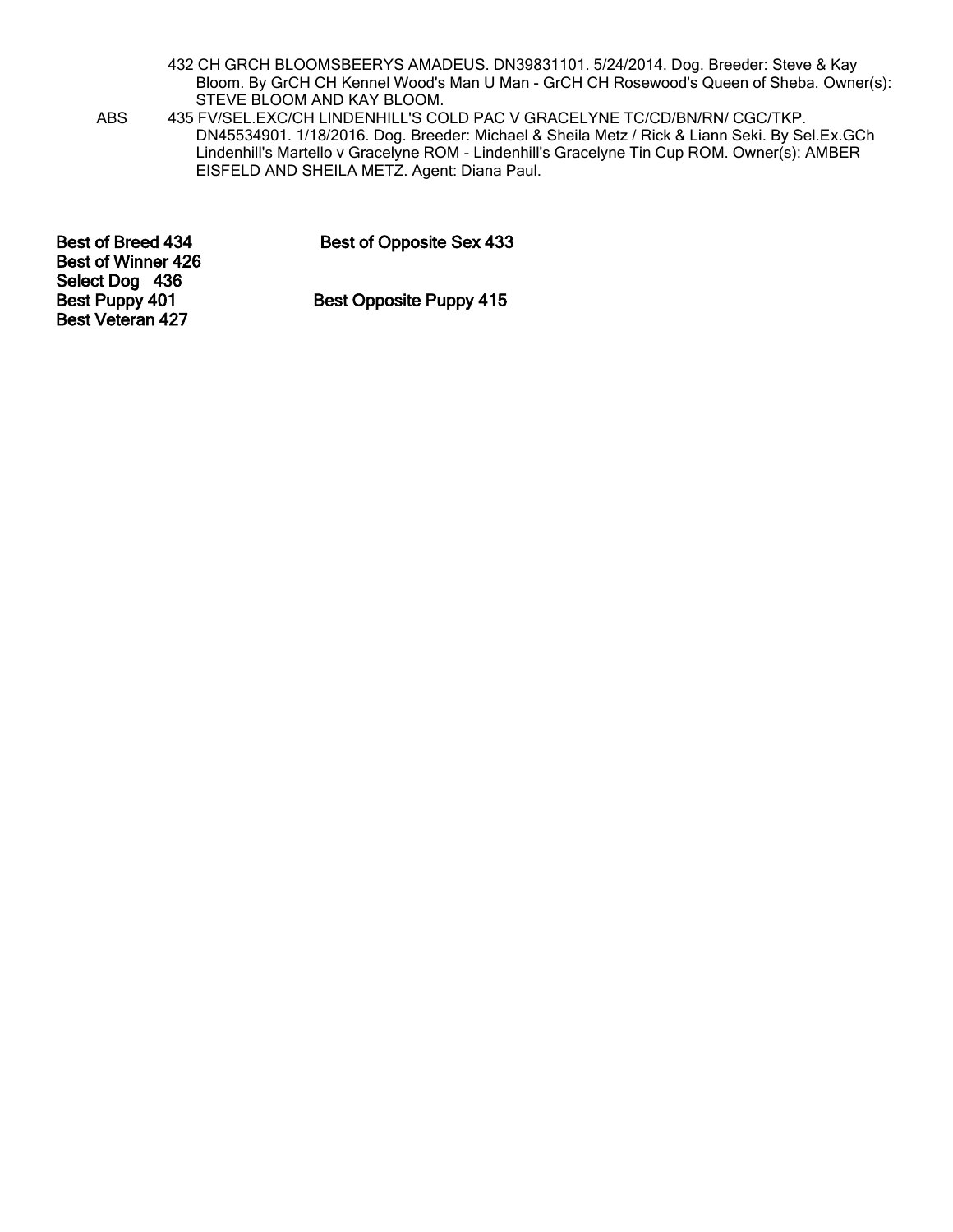432 CH GRCH BLOOMSBEERYS AMADEUS. DN39831101. 5/24/2014. Dog. Breeder: Steve & Kay Bloom. By GrCH CH Kennel Wood's Man U Man - GrCH CH Rosewood's Queen of Sheba. Owner(s): STEVE BLOOM AND KAY BLOOM.

ABS 435 FV/SEL.EXC/CH LINDENHILL'S COLD PAC V GRACELYNE TC/CD/BN/RN/ CGC/TKP. DN45534901. 1/18/2016. Dog. Breeder: Michael & Sheila Metz / Rick & Liann Seki. By Sel.Ex.GCh Lindenhill's Martello v Gracelyne ROM - Lindenhill's Gracelyne Tin Cup ROM. Owner(s): AMBER EISFELD AND SHEILA METZ. Agent: Diana Paul.

**Best of Breed 434** **Best of Opposite Sex 433**

**Best of Winner 426**

**Select Dog 436**

**Best Puppy 401** **Best Opposite Puppy 415**

**Best Veteran 427**